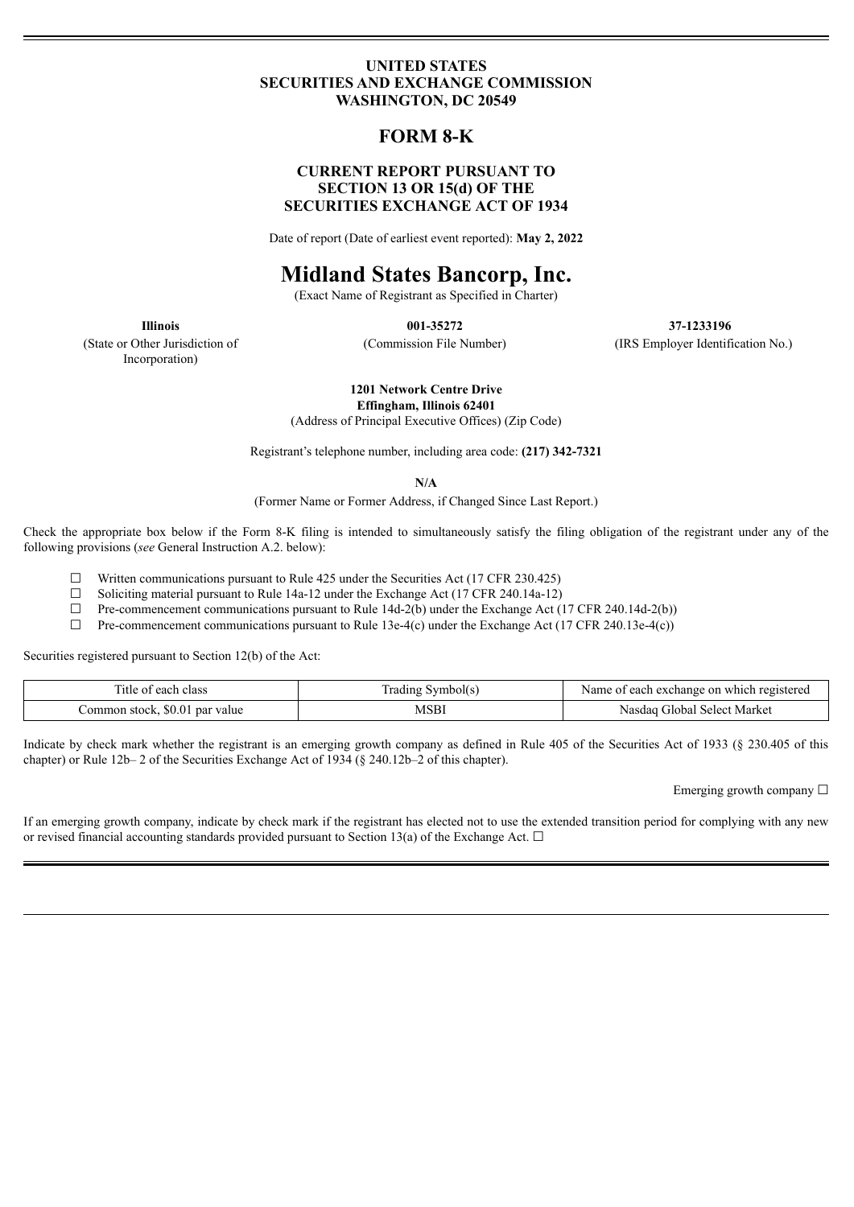# UNITED STATES
# SECURITIES AND EXCHANGE COMMISSION
# WASHINGTON, DC 20549

## FORM 8-K

### CURRENT REPORT PURSUANT TO SECTION 13 OR 15(d) OF THE SECURITIES EXCHANGE ACT OF 1934

Date of report (Date of earliest event reported): **May 2, 2022**

# Midland States Bancorp, Inc.

(Exact Name of Registrant as Specified in Charter)

| **Illinois** | **001-35272** | **37-1233196** |
|---|---|---|
| (State or Other Jurisdiction of Incorporation) | (Commission File Number) | (IRS Employer Identification No.) |

**1201 Network Centre Drive**
**Effingham, Illinois 62401**
(Address of Principal Executive Offices) (Zip Code)

Registrant's telephone number, including area code: **(217) 342-7321**

**N/A**
(Former Name or Former Address, if Changed Since Last Report.)

Check the appropriate box below if the Form 8-K filing is intended to simultaneously satisfy the filing obligation of the registrant under any of the following provisions (*see* General Instruction A.2. below):

☐ Written communications pursuant to Rule 425 under the Securities Act (17 CFR 230.425)
☐ Soliciting material pursuant to Rule 14a-12 under the Exchange Act (17 CFR 240.14a-12)
☐ Pre-commencement communications pursuant to Rule 14d-2(b) under the Exchange Act (17 CFR 240.14d-2(b))
☐ Pre-commencement communications pursuant to Rule 13e-4(c) under the Exchange Act (17 CFR 240.13e-4(c))

Securities registered pursuant to Section 12(b) of the Act:

| Title of each class | Trading Symbol(s) | Name of each exchange on which registered |
|---|---|---|
| Common stock, $0.01 par value | MSBI | Nasdaq Global Select Market |

Indicate by check mark whether the registrant is an emerging growth company as defined in Rule 405 of the Securities Act of 1933 (§ 230.405 of this chapter) or Rule 12b– 2 of the Securities Exchange Act of 1934 (§ 240.12b–2 of this chapter).

Emerging growth company ☐

If an emerging growth company, indicate by check mark if the registrant has elected not to use the extended transition period for complying with any new or revised financial accounting standards provided pursuant to Section 13(a) of the Exchange Act. ☐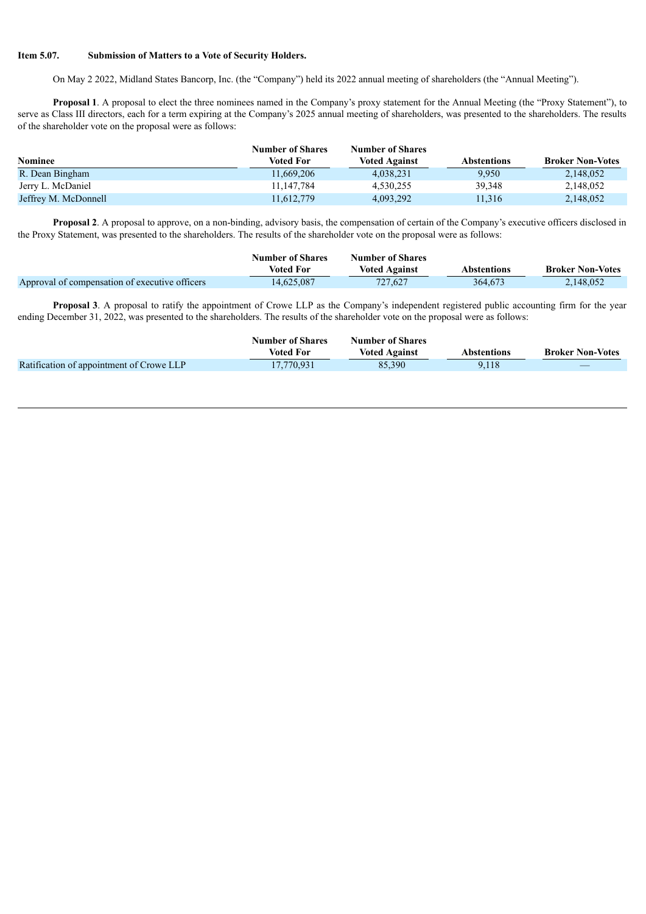**Item 5.07. Submission of Matters to a Vote of Security Holders.**

On May 2 2022, Midland States Bancorp, Inc. (the "Company") held its 2022 annual meeting of shareholders (the "Annual Meeting").

**Proposal 1**. A proposal to elect the three nominees named in the Company's proxy statement for the Annual Meeting (the "Proxy Statement"), to serve as Class III directors, each for a term expiring at the Company's 2025 annual meeting of shareholders, was presented to the shareholders. The results of the shareholder vote on the proposal were as follows:

| Nominee | Number of Shares Voted For | Number of Shares Voted Against | Abstentions | Broker Non-Votes |
|---|---|---|---|---|
| R. Dean Bingham | 11,669,206 | 4,038,231 | 9,950 | 2,148,052 |
| Jerry L. McDaniel | 11,147,784 | 4,530,255 | 39,348 | 2,148,052 |
| Jeffrey M. McDonnell | 11,612,779 | 4,093,292 | 11,316 | 2,148,052 |

**Proposal 2**. A proposal to approve, on a non-binding, advisory basis, the compensation of certain of the Company's executive officers disclosed in the Proxy Statement, was presented to the shareholders. The results of the shareholder vote on the proposal were as follows:

| | Number of Shares Voted For | Number of Shares Voted Against | Abstentions | Broker Non-Votes |
|---|---|---|---|---|
| Approval of compensation of executive officers | 14,625,087 | 727,627 | 364,673 | 2,148,052 |

**Proposal 3**. A proposal to ratify the appointment of Crowe LLP as the Company's independent registered public accounting firm for the year ending December 31, 2022, was presented to the shareholders. The results of the shareholder vote on the proposal were as follows:

| | Number of Shares Voted For | Number of Shares Voted Against | Abstentions | Broker Non-Votes |
|---|---|---|---|---|
| Ratification of appointment of Crowe LLP | 17,770,931 | 85,390 | 9,118 | — |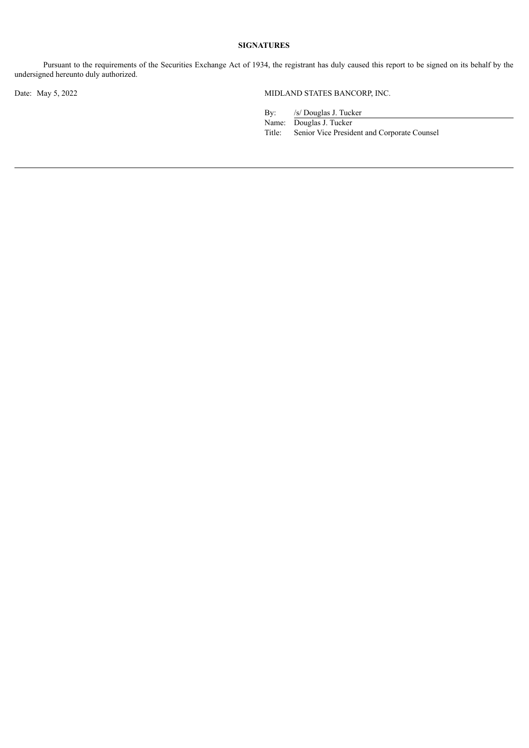**SIGNATURES**

Pursuant to the requirements of the Securities Exchange Act of 1934, the registrant has duly caused this report to be signed on its behalf by the undersigned hereunto duly authorized.

Date: May 5, 2022

MIDLAND STATES BANCORP, INC.

By: /s/ Douglas J. Tucker
Name: Douglas J. Tucker
Title: Senior Vice President and Corporate Counsel